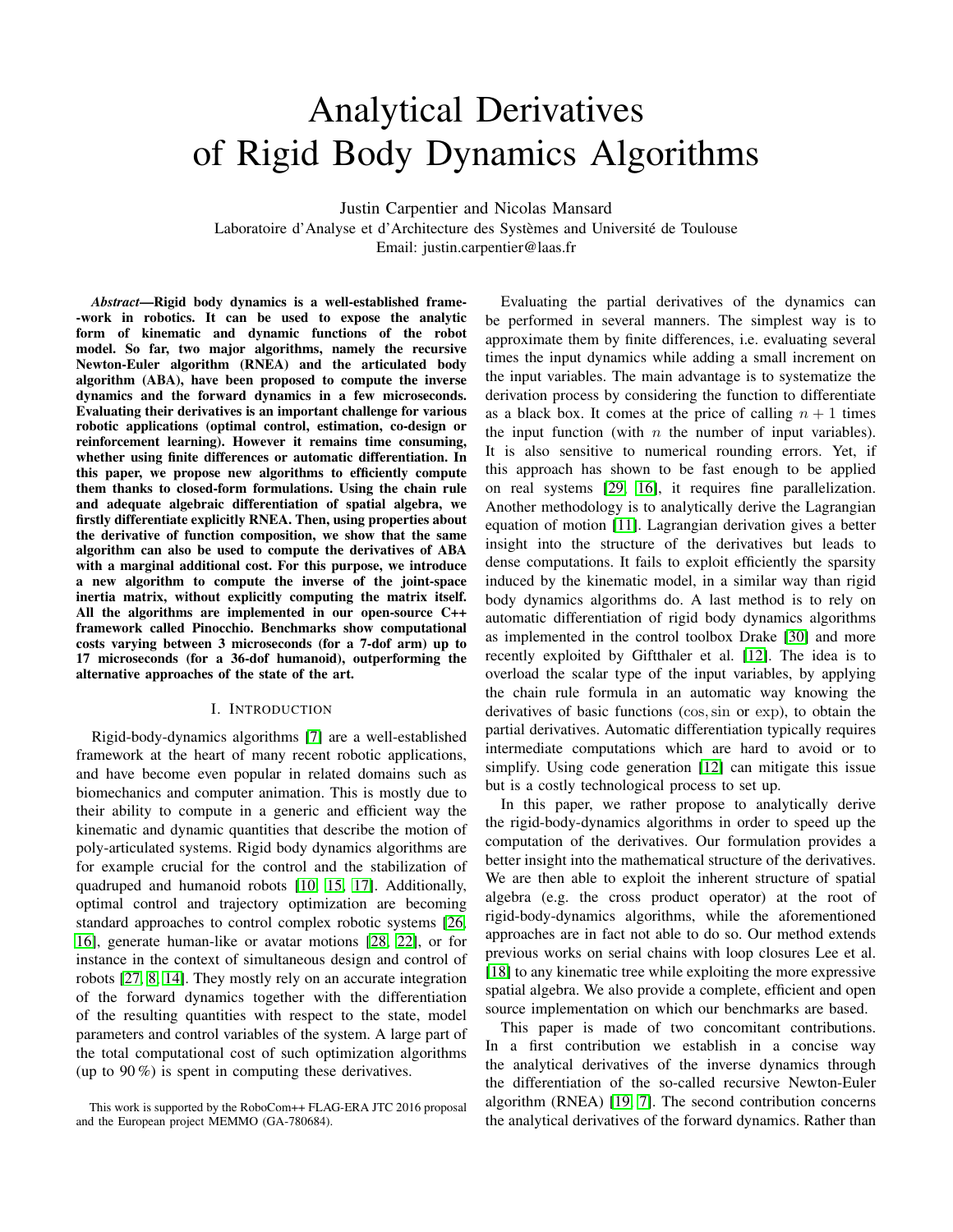# Analytical Derivatives of Rigid Body Dynamics Algorithms

Justin Carpentier and Nicolas Mansard
Laboratoire d'Analyse et d'Architecture des Systèmes and Université de Toulouse
Email: justin.carpentier@laas.fr

***Abstract*—Rigid body dynamics is a well-established frame- -work in robotics. It can be used to expose the analytic form of kinematic and dynamic functions of the robot model. So far, two major algorithms, namely the recursive Newton-Euler algorithm (RNEA) and the articulated body algorithm (ABA), have been proposed to compute the inverse dynamics and the forward dynamics in a few microseconds. Evaluating their derivatives is an important challenge for various robotic applications (optimal control, estimation, co-design or reinforcement learning). However it remains time consuming, whether using finite differences or automatic differentiation. In this paper, we propose new algorithms to efficiently compute them thanks to closed-form formulations. Using the chain rule and adequate algebraic differentiation of spatial algebra, we firstly differentiate explicitly RNEA. Then, using properties about the derivative of function composition, we show that the same algorithm can also be used to compute the derivatives of ABA with a marginal additional cost. For this purpose, we introduce a new algorithm to compute the inverse of the joint-space inertia matrix, without explicitly computing the matrix itself. All the algorithms are implemented in our open-source C++ framework called Pinocchio. Benchmarks show computational costs varying between 3 microseconds (for a 7-dof arm) up to 17 microseconds (for a 36-dof humanoid), outperforming the alternative approaches of the state of the art.**

## I. Introduction

Rigid-body-dynamics algorithms [7] are a well-established framework at the heart of many recent robotic applications, and have become even popular in related domains such as biomechanics and computer animation. This is mostly due to their ability to compute in a generic and efficient way the kinematic and dynamic quantities that describe the motion of poly-articulated systems. Rigid body dynamics algorithms are for example crucial for the control and the stabilization of quadruped and humanoid robots [10, 15, 17]. Additionally, optimal control and trajectory optimization are becoming standard approaches to control complex robotic systems [26, 16], generate human-like or avatar motions [28, 22], or for instance in the context of simultaneous design and control of robots [27, 8, 14]. They mostly rely on an accurate integration of the forward dynamics together with the differentiation of the resulting quantities with respect to the state, model parameters and control variables of the system. A large part of the total computational cost of such optimization algorithms (up to 90 %) is spent in computing these derivatives.

Evaluating the partial derivatives of the dynamics can be performed in several manners. The simplest way is to approximate them by finite differences, i.e. evaluating several times the input dynamics while adding a small increment on the input variables. The main advantage is to systematize the derivation process by considering the function to differentiate as a black box. It comes at the price of calling $n + 1$ times the input function (with $n$ the number of input variables). It is also sensitive to numerical rounding errors. Yet, if this approach has shown to be fast enough to be applied on real systems [29, 16], it requires fine parallelization. Another methodology is to analytically derive the Lagrangian equation of motion [11]. Lagrangian derivation gives a better insight into the structure of the derivatives but leads to dense computations. It fails to exploit efficiently the sparsity induced by the kinematic model, in a similar way than rigid body dynamics algorithms do. A last method is to rely on automatic differentiation of rigid body dynamics algorithms as implemented in the control toolbox Drake [30] and more recently exploited by Giftthaler et al. [12]. The idea is to overload the scalar type of the input variables, by applying the chain rule formula in an automatic way knowing the derivatives of basic functions ($\cos, \sin$ or $\exp$), to obtain the partial derivatives. Automatic differentiation typically requires intermediate computations which are hard to avoid or to simplify. Using code generation [12] can mitigate this issue but is a costly technological process to set up.

In this paper, we rather propose to analytically derive the rigid-body-dynamics algorithms in order to speed up the computation of the derivatives. Our formulation provides a better insight into the mathematical structure of the derivatives. We are then able to exploit the inherent structure of spatial algebra (e.g. the cross product operator) at the root of rigid-body-dynamics algorithms, while the aforementioned approaches are in fact not able to do so. Our method extends previous works on serial chains with loop closures Lee et al. [18] to any kinematic tree while exploiting the more expressive spatial algebra. We also provide a complete, efficient and open source implementation on which our benchmarks are based.

This paper is made of two concomitant contributions. In a first contribution we establish in a concise way the analytical derivatives of the inverse dynamics through the differentiation of the so-called recursive Newton-Euler algorithm (RNEA) [19, 7]. The second contribution concerns the analytical derivatives of the forward dynamics. Rather than

This work is supported by the RoboCom++ FLAG-ERA JTC 2016 proposal and the European project MEMMO (GA-780684).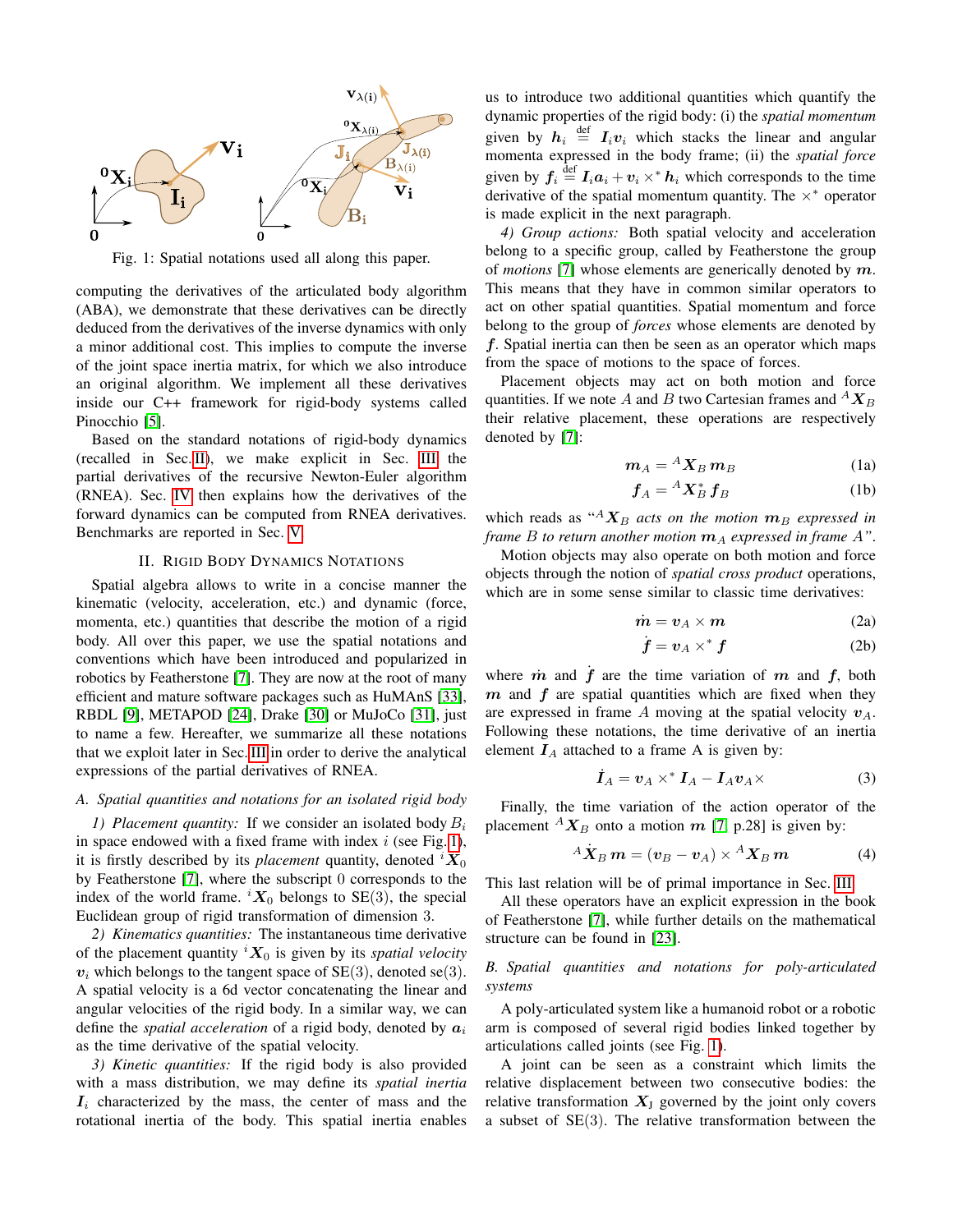Fig. 1: Spatial notations used all along this paper.

computing the derivatives of the articulated body algorithm (ABA), we demonstrate that these derivatives can be directly deduced from the derivatives of the inverse dynamics with only a minor additional cost. This implies to compute the inverse of the joint space inertia matrix, for which we also introduce an original algorithm. We implement all these derivatives inside our C++ framework for rigid-body systems called Pinocchio [5].

Based on the standard notations of rigid-body dynamics (recalled in Sec. II), we make explicit in Sec. III the partial derivatives of the recursive Newton-Euler algorithm (RNEA). Sec. IV then explains how the derivatives of the forward dynamics can be computed from RNEA derivatives. Benchmarks are reported in Sec. V.

## II. Rigid Body Dynamics Notations

Spatial algebra allows to write in a concise manner the kinematic (velocity, acceleration, etc.) and dynamic (force, momenta, etc.) quantities that describe the motion of a rigid body. All over this paper, we use the spatial notations and conventions which have been introduced and popularized in robotics by Featherstone [7]. They are now at the root of many efficient and mature software packages such as HuMAnS [33], RBDL [9], METAPOD [24], Drake [30] or MuJoCo [31], just to name a few. Hereafter, we summarize all these notations that we exploit later in Sec. III in order to derive the analytical expressions of the partial derivatives of RNEA.

### A. Spatial quantities and notations for an isolated rigid body

*1) Placement quantity:* If we consider an isolated body $B_i$ in space endowed with a fixed frame with index $i$ (see Fig. 1), it is firstly described by its *placement* quantity, denoted ${}^{i}\boldsymbol{X}_0$ by Featherstone [7], where the subscript 0 corresponds to the index of the world frame. ${}^{i}\boldsymbol{X}_0$ belongs to SE(3), the special Euclidean group of rigid transformation of dimension 3.

*2) Kinematics quantities:* The instantaneous time derivative of the placement quantity ${}^{i}\boldsymbol{X}_0$ is given by its *spatial velocity* $\boldsymbol{v}_i$ which belongs to the tangent space of SE(3), denoted se(3). A spatial velocity is a 6d vector concatenating the linear and angular velocities of the rigid body. In a similar way, we can define the *spatial acceleration* of a rigid body, denoted by $\boldsymbol{a}_i$ as the time derivative of the spatial velocity.

*3) Kinetic quantities:* If the rigid body is also provided with a mass distribution, we may define its *spatial inertia* $\boldsymbol{I}_i$ characterized by the mass, the center of mass and the rotational inertia of the body. This spatial inertia enables us to introduce two additional quantities which quantify the dynamic properties of the rigid body: (i) the *spatial momentum* given by $\boldsymbol{h}_i \stackrel{\text{def}}{=} \boldsymbol{I}_i\boldsymbol{v}_i$ which stacks the linear and angular momenta expressed in the body frame; (ii) the *spatial force* given by $\boldsymbol{f}_i \stackrel{\text{def}}{=} \boldsymbol{I}_i\boldsymbol{a}_i + \boldsymbol{v}_i \times^* \boldsymbol{h}_i$ which corresponds to the time derivative of the spatial momentum quantity. The $\times^*$ operator is made explicit in the next paragraph.

*4) Group actions:* Both spatial velocity and acceleration belong to a specific group, called by Featherstone the group of *motions* [7] whose elements are generically denoted by $\boldsymbol{m}$. This means that they have in common similar operators to act on other spatial quantities. Spatial momentum and force belong to the group of *forces* whose elements are denoted by $\boldsymbol{f}$. Spatial inertia can then be seen as an operator which maps from the space of motions to the space of forces.

Placement objects may act on both motion and force quantities. If we note $A$ and $B$ two Cartesian frames and ${}^{A}\boldsymbol{X}_B$ their relative placement, these operations are respectively denoted by [7]:

$$\boldsymbol{m}_A = {}^{A}\boldsymbol{X}_B\, \boldsymbol{m}_B \tag{1a}$$

$$\boldsymbol{f}_A = {}^{A}\boldsymbol{X}_B^*\, \boldsymbol{f}_B \tag{1b}$$

which reads as "${}^{A}\boldsymbol{X}_B$ *acts on the motion* $\boldsymbol{m}_B$ *expressed in frame* $B$ *to return another motion* $\boldsymbol{m}_A$ *expressed in frame* $A$".

Motion objects may also operate on both motion and force objects through the notion of *spatial cross product* operations, which are in some sense similar to classic time derivatives:

$$\dot{\boldsymbol{m}} = \boldsymbol{v}_A \times \boldsymbol{m} \tag{2a}$$

$$\dot{\boldsymbol{f}} = \boldsymbol{v}_A \times^* \boldsymbol{f} \tag{2b}$$

where $\dot{\boldsymbol{m}}$ and $\dot{\boldsymbol{f}}$ are the time variation of $\boldsymbol{m}$ and $\boldsymbol{f}$, both $\boldsymbol{m}$ and $\boldsymbol{f}$ are spatial quantities which are fixed when they are expressed in frame $A$ moving at the spatial velocity $\boldsymbol{v}_A$. Following these notations, the time derivative of an inertia element $\boldsymbol{I}_A$ attached to a frame A is given by:

$$\dot{\boldsymbol{I}}_A = \boldsymbol{v}_A \times^* \boldsymbol{I}_A - \boldsymbol{I}_A \boldsymbol{v}_A \times \tag{3}$$

Finally, the time variation of the action operator of the placement ${}^{A}\boldsymbol{X}_B$ onto a motion $\boldsymbol{m}$ [7, p.28] is given by:

$${}^{A}\dot{\boldsymbol{X}}_B\, \boldsymbol{m} = (\boldsymbol{v}_B - \boldsymbol{v}_A) \times {}^{A}\boldsymbol{X}_B\, \boldsymbol{m} \tag{4}$$

This last relation will be of primal importance in Sec. III.

All these operators have an explicit expression in the book of Featherstone [7], while further details on the mathematical structure can be found in [23].

### B. Spatial quantities and notations for poly-articulated systems

A poly-articulated system like a humanoid robot or a robotic arm is composed of several rigid bodies linked together by articulations called joints (see Fig. 1).

A joint can be seen as a constraint which limits the relative displacement between two consecutive bodies: the relative transformation $\boldsymbol{X}_\text{J}$ governed by the joint only covers a subset of SE(3). The relative transformation between the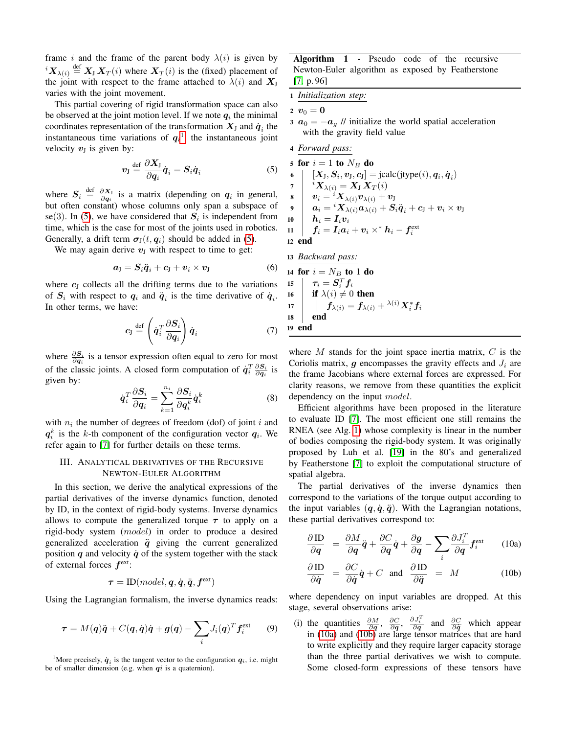frame $i$ and the frame of the parent body $\lambda(i)$ is given by ${}^{i}\boldsymbol{X}_{\lambda(i)} \stackrel{\text{def}}{=} \boldsymbol{X}_\text{J}\, \boldsymbol{X}_T(i)$ where $\boldsymbol{X}_T(i)$ is the (fixed) placement of the joint with respect to the frame attached to $\lambda(i)$ and $\boldsymbol{X}_\text{J}$ varies with the joint movement.

This partial covering of rigid transformation space can also be observed at the joint motion level. If we note $\boldsymbol{q}_i$ the minimal coordinates representation of the transformation $\boldsymbol{X}_\text{J}$ and $\dot{\boldsymbol{q}}_i$ the instantaneous time variations of $\boldsymbol{q}_i$[1], the instantaneous joint velocity $\boldsymbol{v}_\text{J}$ is given by:

$$\boldsymbol{v}_\text{J} \stackrel{\text{def}}{=} \frac{\partial \boldsymbol{X}_\text{J}}{\partial \boldsymbol{q}_i} \dot{\boldsymbol{q}}_i = \boldsymbol{S}_i \dot{\boldsymbol{q}}_i \tag{5}$$

where $\boldsymbol{S}_i \stackrel{\text{def}}{=} \frac{\partial \boldsymbol{X}_\text{J}}{\partial \boldsymbol{q}_i}$ is a matrix (depending on $\boldsymbol{q}_i$ in general, but often constant) whose columns only span a subspace of se(3). In (5), we have considered that $\boldsymbol{S}_i$ is independent from time, which is the case for most of the joints used in robotics. Generally, a drift term $\boldsymbol{\sigma}_\text{J}(t, \boldsymbol{q}_i)$ should be added in (5).

We may again derive $\boldsymbol{v}_\text{J}$ with respect to time to get:

$$\boldsymbol{a}_\text{J} = \boldsymbol{S}_i \ddot{\boldsymbol{q}}_i + \boldsymbol{c}_\text{J} + \boldsymbol{v}_i \times \boldsymbol{v}_\text{J} \tag{6}$$

where $\boldsymbol{c}_\text{J}$ collects all the drifting terms due to the variations of $\boldsymbol{S}_i$ with respect to $\boldsymbol{q}_i$ and $\ddot{\boldsymbol{q}}_i$ is the time derivative of $\dot{\boldsymbol{q}}_i$. In other terms, we have:

$$\boldsymbol{c}_\text{J} \stackrel{\text{def}}{=} \left( \dot{\boldsymbol{q}}_i^T \frac{\partial \boldsymbol{S}_i}{\partial \boldsymbol{q}_i} \right) \dot{\boldsymbol{q}}_i \tag{7}$$

where $\frac{\partial \boldsymbol{S}_i}{\partial \boldsymbol{q}_i}$ is a tensor expression often equal to zero for most of the classic joints. A closed form computation of $\dot{\boldsymbol{q}}_i^T \frac{\partial \boldsymbol{S}_i}{\partial \boldsymbol{q}_i}$ is given by:

$$\dot{\boldsymbol{q}}_i^T \frac{\partial \boldsymbol{S}_i}{\partial \boldsymbol{q}_i} = \sum_{k=1}^{n_i} \frac{\partial \boldsymbol{S}_i}{\partial \boldsymbol{q}_i^k} \dot{\boldsymbol{q}}_i^k \tag{8}$$

with $n_i$ the number of degrees of freedom (dof) of joint $i$ and $\boldsymbol{q}_i^k$ is the $k$-th component of the configuration vector $\boldsymbol{q}_i$. We refer again to [7] for further details on these terms.

## III. Analytical derivatives of the Recursive Newton-Euler Algorithm

In this section, we derive the analytical expressions of the partial derivatives of the inverse dynamics function, denoted by ID, in the context of rigid-body systems. Inverse dynamics allows to compute the generalized torque $\boldsymbol{\tau}$ to apply on a rigid-body system ($model$) in order to produce a desired generalized acceleration $\ddot{\boldsymbol{q}}$ giving the current generalized position $\boldsymbol{q}$ and velocity $\dot{\boldsymbol{q}}$ of the system together with the stack of external forces $\boldsymbol{f}^\text{ext}$:

$$\boldsymbol{\tau} = \text{ID}(model, \boldsymbol{q}, \dot{\boldsymbol{q}}, \ddot{\boldsymbol{q}}, \boldsymbol{f}^\text{ext})$$

Using the Lagrangian formalism, the inverse dynamics reads:

$$\boldsymbol{\tau} = M(\boldsymbol{q})\ddot{\boldsymbol{q}} + C(\boldsymbol{q}, \dot{\boldsymbol{q}})\dot{\boldsymbol{q}} + \boldsymbol{g}(\boldsymbol{q}) - \sum_i J_i(\boldsymbol{q})^T \boldsymbol{f}_i^\text{ext} \tag{9}$$

[1] More precisely, $\dot{\boldsymbol{q}}_i$ is the tangent vector to the configuration $\boldsymbol{q}_i$, i.e. might be of smaller dimension (e.g. when $\boldsymbol{q}i$ is a quaternion).

**Algorithm 1 - Pseudo code of the recursive Newton-Euler algorithm as exposed by Featherstone [7, p. 96]**

```
1  Initialization step:
2  v_0 = 0
3  a_0 = -a_g // initialize the world spatial acceleration
      with the gravity field value
4  Forward pass:
5  for i = 1 to N_B do
6  |  [X_J, S_i, v_J, c_J] = jcalc(jtype(i), q_i, q̇_i)
7  |  ^iX_λ(i) = X_J X_T(i)
8  |  v_i = ^iX_λ(i) v_λ(i) + v_J
9  |  a_i = ^iX_λ(i) a_λ(i) + S_i q̈_i + c_J + v_i × v_J
10 |  h_i = I_i v_i
11 |  f_i = I_i a_i + v_i ×* h_i − f_i^ext
12 end
13 Backward pass:
14 for i = N_B to 1 do
15 |  τ_i = S_i^T f_i
16 |  if λ(i) ≠ 0 then
17 |  |  f_λ(i) = f_λ(i) + ^λ(i)X_i^* f_i
18 |  end
19 end
```

where $M$ stands for the joint space inertia matrix, $C$ is the Coriolis matrix, $\boldsymbol{g}$ encompasses the gravity effects and $J_i$ are the frame Jacobians where external forces are expressed. For clarity reasons, we remove from these quantities the explicit dependency on the input $model$.

Efficient algorithms have been proposed in the literature to evaluate ID [7]. The most efficient one still remains the RNEA (see Alg. 1) whose complexity is linear in the number of bodies composing the rigid-body system. It was originally proposed by Luh et al. [19] in the 80's and generalized by Featherstone [7] to exploit the computational structure of spatial algebra.

The partial derivatives of the inverse dynamics then correspond to the variations of the torque output according to the input variables $(\boldsymbol{q}, \dot{\boldsymbol{q}}, \ddot{\boldsymbol{q}})$. With the Lagrangian notations, these partial derivatives correspond to:

$$\frac{\partial\, \text{ID}}{\partial \boldsymbol{q}} = \frac{\partial M}{\partial \boldsymbol{q}} \ddot{\boldsymbol{q}} + \frac{\partial C}{\partial \boldsymbol{q}} \dot{\boldsymbol{q}} + \frac{\partial \boldsymbol{g}}{\partial \boldsymbol{q}} - \sum_i \frac{\partial J_i^T}{\partial \boldsymbol{q}} \boldsymbol{f}_i^\text{ext} \tag{10a}$$

$$\frac{\partial\, \text{ID}}{\partial \dot{\boldsymbol{q}}} = \frac{\partial C}{\partial \dot{\boldsymbol{q}}} \dot{\boldsymbol{q}} + C \quad \text{and} \quad \frac{\partial\, \text{ID}}{\partial \ddot{\boldsymbol{q}}} = M \tag{10b}$$

where dependency on input variables are dropped. At this stage, several observations arise:

(i) the quantities $\frac{\partial M}{\partial \boldsymbol{q}}$, $\frac{\partial C}{\partial \boldsymbol{q}}$, $\frac{\partial J_i^T}{\partial \boldsymbol{q}}$ and $\frac{\partial C}{\partial \boldsymbol{q}}$ which appear in (10a) and (10b) are large tensor matrices that are hard to write explicitly and they require larger capacity storage than the three partial derivatives we wish to compute. Some closed-form expressions of these tensors have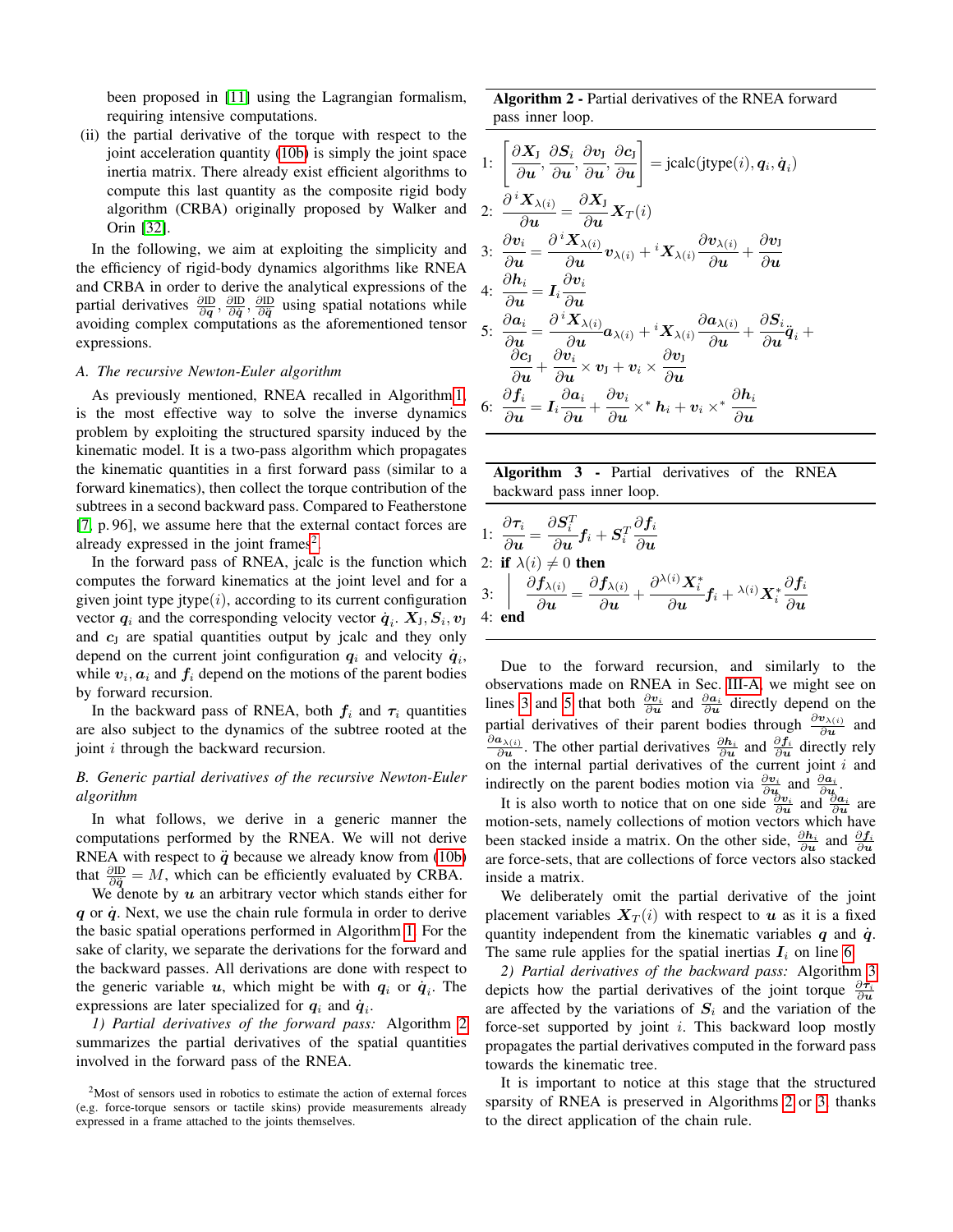been proposed in [11] using the Lagrangian formalism, requiring intensive computations.

(ii) the partial derivative of the torque with respect to the joint acceleration quantity (10b) is simply the joint space inertia matrix. There already exist efficient algorithms to compute this last quantity as the composite rigid body algorithm (CRBA) originally proposed by Walker and Orin [32].

In the following, we aim at exploiting the simplicity and the efficiency of rigid-body dynamics algorithms like RNEA and CRBA in order to derive the analytical expressions of the partial derivatives $\frac{\partial \text{ID}}{\partial \boldsymbol{q}}, \frac{\partial \text{ID}}{\partial \dot{\boldsymbol{q}}}, \frac{\partial \text{ID}}{\partial \ddot{\boldsymbol{q}}}$ using spatial notations while avoiding complex computations as the aforementioned tensor expressions.

### A. The recursive Newton-Euler algorithm

As previously mentioned, RNEA recalled in Algorithm 1, is the most effective way to solve the inverse dynamics problem by exploiting the structured sparsity induced by the kinematic model. It is a two-pass algorithm which propagates the kinematic quantities in a first forward pass (similar to a forward kinematics), then collect the torque contribution of the subtrees in a second backward pass. Compared to Featherstone [7, p. 96], we assume here that the external contact forces are already expressed in the joint frames[2].

In the forward pass of RNEA, jcalc is the function which computes the forward kinematics at the joint level and for a given joint type jtype($i$), according to its current configuration vector $\boldsymbol{q}_i$ and the corresponding velocity vector $\dot{\boldsymbol{q}}_i$. $\boldsymbol{X}_\text{J}, \boldsymbol{S}_i, \boldsymbol{v}_\text{J}$ and $\boldsymbol{c}_\text{J}$ are spatial quantities output by jcalc and they only depend on the current joint configuration $\boldsymbol{q}_i$ and velocity $\dot{\boldsymbol{q}}_i$, while $\boldsymbol{v}_i, \boldsymbol{a}_i$ and $\boldsymbol{f}_i$ depend on the motions of the parent bodies by forward recursion.

In the backward pass of RNEA, both $\boldsymbol{f}_i$ and $\boldsymbol{\tau}_i$ quantities are also subject to the dynamics of the subtree rooted at the joint $i$ through the backward recursion.

### B. Generic partial derivatives of the recursive Newton-Euler algorithm

In what follows, we derive in a generic manner the computations performed by the RNEA. We will not derive RNEA with respect to $\ddot{\boldsymbol{q}}$ because we already know from (10b) that $\frac{\partial \text{ID}}{\partial \ddot{\boldsymbol{q}}} = M$, which can be efficiently evaluated by CRBA.

We denote by $\boldsymbol{u}$ an arbitrary vector which stands either for $\boldsymbol{q}$ or $\dot{\boldsymbol{q}}$. Next, we use the chain rule formula in order to derive the basic spatial operations performed in Algorithm 1. For the sake of clarity, we separate the derivations for the forward and the backward passes. All derivations are done with respect to the generic variable $\boldsymbol{u}$, which might be with $\boldsymbol{q}_i$ or $\dot{\boldsymbol{q}}_i$. The expressions are later specialized for $\boldsymbol{q}_i$ and $\dot{\boldsymbol{q}}_i$.

*1) Partial derivatives of the forward pass:* Algorithm 2 summarizes the partial derivatives of the spatial quantities involved in the forward pass of the RNEA.

[2] Most of sensors used in robotics to estimate the action of external forces (e.g. force-torque sensors or tactile skins) provide measurements already expressed in a frame attached to the joints themselves.

**Algorithm 2 -** Partial derivatives of the RNEA forward pass inner loop.

1: $\left[\frac{\partial \boldsymbol{X}_\text{J}}{\partial \boldsymbol{u}}, \frac{\partial \boldsymbol{S}_i}{\partial \boldsymbol{u}}, \frac{\partial \boldsymbol{v}_\text{J}}{\partial \boldsymbol{u}}, \frac{\partial \boldsymbol{c}_\text{J}}{\partial \boldsymbol{u}}\right] = \text{jcalc}(\text{jtype}(i), \boldsymbol{q}_i, \dot{\boldsymbol{q}}_i)$

2: $\frac{\partial\, {}^{i}\boldsymbol{X}_{\lambda(i)}}{\partial \boldsymbol{u}} = \frac{\partial \boldsymbol{X}_\text{J}}{\partial \boldsymbol{u}} \boldsymbol{X}_T(i)$

3: $\frac{\partial \boldsymbol{v}_i}{\partial \boldsymbol{u}} = \frac{\partial\, {}^{i}\boldsymbol{X}_{\lambda(i)}}{\partial \boldsymbol{u}} \boldsymbol{v}_{\lambda(i)} + {}^{i}\boldsymbol{X}_{\lambda(i)} \frac{\partial \boldsymbol{v}_{\lambda(i)}}{\partial \boldsymbol{u}} + \frac{\partial \boldsymbol{v}_\text{J}}{\partial \boldsymbol{u}}$

4: $\frac{\partial \boldsymbol{h}_i}{\partial \boldsymbol{u}} = \boldsymbol{I}_i \frac{\partial \boldsymbol{v}_i}{\partial \boldsymbol{u}}$

5: $\frac{\partial \boldsymbol{a}_i}{\partial \boldsymbol{u}} = \frac{\partial\, {}^{i}\boldsymbol{X}_{\lambda(i)}}{\partial \boldsymbol{u}} \boldsymbol{a}_{\lambda(i)} + {}^{i}\boldsymbol{X}_{\lambda(i)} \frac{\partial \boldsymbol{a}_{\lambda(i)}}{\partial \boldsymbol{u}} + \frac{\partial \boldsymbol{S}_i}{\partial \boldsymbol{u}} \ddot{\boldsymbol{q}}_i + \frac{\partial \boldsymbol{c}_\text{J}}{\partial \boldsymbol{u}} + \frac{\partial \boldsymbol{v}_i}{\partial \boldsymbol{u}} \times \boldsymbol{v}_\text{J} + \boldsymbol{v}_i \times \frac{\partial \boldsymbol{v}_\text{J}}{\partial \boldsymbol{u}}$

6: $\frac{\partial \boldsymbol{f}_i}{\partial \boldsymbol{u}} = \boldsymbol{I}_i \frac{\partial \boldsymbol{a}_i}{\partial \boldsymbol{u}} + \frac{\partial \boldsymbol{v}_i}{\partial \boldsymbol{u}} \times^* \boldsymbol{h}_i + \boldsymbol{v}_i \times^* \frac{\partial \boldsymbol{h}_i}{\partial \boldsymbol{u}}$

**Algorithm 3 -** Partial derivatives of the RNEA backward pass inner loop.

1: $\frac{\partial \boldsymbol{\tau}_i}{\partial \boldsymbol{u}} = \frac{\partial \boldsymbol{S}_i^T}{\partial \boldsymbol{u}} \boldsymbol{f}_i + \boldsymbol{S}_i^T \frac{\partial \boldsymbol{f}_i}{\partial \boldsymbol{u}}$

2: **if** $\lambda(i) \neq 0$ **then**

3: $\quad \frac{\partial \boldsymbol{f}_{\lambda(i)}}{\partial \boldsymbol{u}} = \frac{\partial \boldsymbol{f}_{\lambda(i)}}{\partial \boldsymbol{u}} + \frac{\partial\, {}^{\lambda(i)}\boldsymbol{X}_i^*}{\partial \boldsymbol{u}} \boldsymbol{f}_i + {}^{\lambda(i)}\boldsymbol{X}_i^* \frac{\partial \boldsymbol{f}_i}{\partial \boldsymbol{u}}$

4: **end**

Due to the forward recursion, and similarly to the observations made on RNEA in Sec. III-A, we might see on lines 3 and 5 that both $\frac{\partial \boldsymbol{v}_i}{\partial \boldsymbol{u}}$ and $\frac{\partial \boldsymbol{a}_i}{\partial \boldsymbol{u}}$ directly depend on the partial derivatives of their parent bodies through $\frac{\partial \boldsymbol{v}_{\lambda(i)}}{\partial \boldsymbol{u}}$ and $\frac{\partial \boldsymbol{a}_{\lambda(i)}}{\partial \boldsymbol{u}}$. The other partial derivatives $\frac{\partial \boldsymbol{h}_i}{\partial \boldsymbol{u}}$ and $\frac{\partial \boldsymbol{f}_i}{\partial \boldsymbol{u}}$ directly rely on the internal partial derivatives of the current joint $i$ and indirectly on the parent bodies motion via $\frac{\partial \boldsymbol{v}_i}{\partial \boldsymbol{u}}$ and $\frac{\partial \boldsymbol{a}_i}{\partial \boldsymbol{u}}$.

It is also worth to notice that on one side $\frac{\partial \boldsymbol{v}_i}{\partial \boldsymbol{u}}$ and $\frac{\partial \boldsymbol{a}_i}{\partial \boldsymbol{u}}$ are motion-sets, namely collections of motion vectors which have been stacked inside a matrix. On the other side, $\frac{\partial \boldsymbol{h}_i}{\partial \boldsymbol{u}}$ and $\frac{\partial \boldsymbol{f}_i}{\partial \boldsymbol{u}}$ are force-sets, that are collections of force vectors also stacked inside a matrix.

We deliberately omit the partial derivative of the joint placement variables $\boldsymbol{X}_T(i)$ with respect to $\boldsymbol{u}$ as it is a fixed quantity independent from the kinematic variables $\boldsymbol{q}$ and $\dot{\boldsymbol{q}}$. The same rule applies for the spatial inertias $\boldsymbol{I}_i$ on line 6.

*2) Partial derivatives of the backward pass:* Algorithm 3 depicts how the partial derivatives of the joint torque $\frac{\partial \boldsymbol{\tau}_i}{\partial \boldsymbol{u}}$ are affected by the variations of $\boldsymbol{S}_i$ and the variation of the force-set supported by joint $i$. This backward loop mostly propagates the partial derivatives computed in the forward pass towards the kinematic tree.

It is important to notice at this stage that the structured sparsity of RNEA is preserved in Algorithms 2 or 3, thanks to the direct application of the chain rule.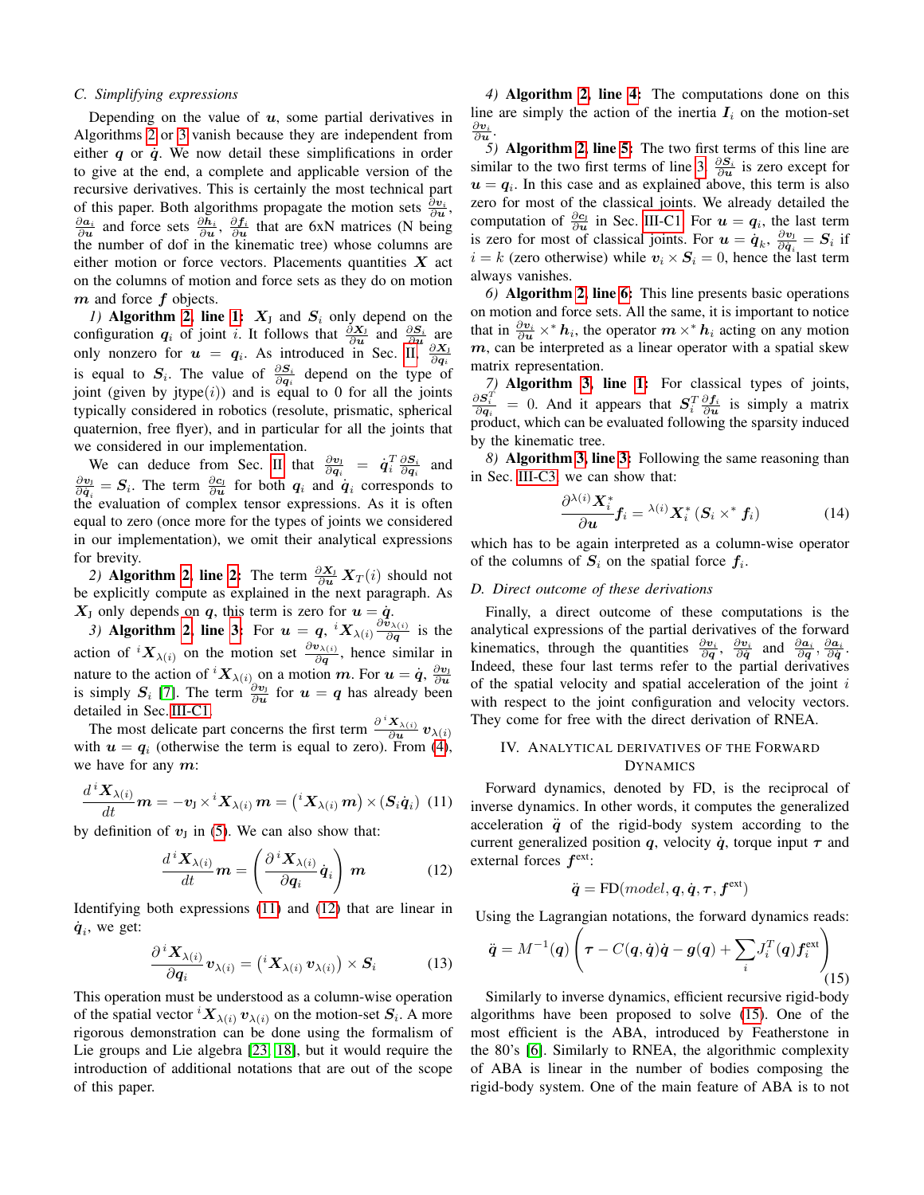### C. Simplifying expressions

Depending on the value of $\boldsymbol{u}$, some partial derivatives in Algorithms 2 or 3 vanish because they are independent from either $\boldsymbol{q}$ or $\dot{\boldsymbol{q}}$. We now detail these simplifications in order to give at the end, a complete and applicable version of the recursive derivatives. This is certainly the most technical part of this paper. Both algorithms propagate the motion sets $\frac{\partial \boldsymbol{v}_i}{\partial \boldsymbol{u}}$, $\frac{\partial \boldsymbol{a}_i}{\partial \boldsymbol{u}}$ and force sets $\frac{\partial \boldsymbol{h}_i}{\partial \boldsymbol{u}}$, $\frac{\partial \boldsymbol{f}_i}{\partial \boldsymbol{u}}$ that are 6xN matrices (N being the number of dof in the kinematic tree) whose columns are either motion or force vectors. Placements quantities $\boldsymbol{X}$ act on the columns of motion and force sets as they do on motion $\boldsymbol{m}$ and force $\boldsymbol{f}$ objects.

*1)* **Algorithm 2, line 1:** $\boldsymbol{X}_\text{J}$ and $\boldsymbol{S}_i$ only depend on the configuration $\boldsymbol{q}_i$ of joint $i$. It follows that $\frac{\partial \boldsymbol{X}_\text{J}}{\partial \boldsymbol{u}}$ and $\frac{\partial \boldsymbol{S}_i}{\partial \boldsymbol{u}}$ are only nonzero for $\boldsymbol{u} = \boldsymbol{q}_i$. As introduced in Sec. II, $\frac{\partial \boldsymbol{X}_\text{J}}{\partial \boldsymbol{q}_i}$ is equal to $\boldsymbol{S}_i$. The value of $\frac{\partial \boldsymbol{S}_i}{\partial \boldsymbol{q}_i}$ depend on the type of joint (given by jtype($i$)) and is equal to 0 for all the joints typically considered in robotics (resolute, prismatic, spherical quaternion, free flyer), and in particular for all the joints that we considered in our implementation.

We can deduce from Sec. II that $\frac{\partial \boldsymbol{v}_\text{J}}{\partial \boldsymbol{q}_i} = \dot{\boldsymbol{q}}_i^T \frac{\partial \boldsymbol{S}_i}{\partial \boldsymbol{q}_i}$ and $\frac{\partial \boldsymbol{v}_\text{J}}{\partial \dot{\boldsymbol{q}}_i} = \boldsymbol{S}_i$. The term $\frac{\partial \boldsymbol{c}_\text{J}}{\partial \boldsymbol{u}}$ for both $\boldsymbol{q}_i$ and $\dot{\boldsymbol{q}}_i$ corresponds to the evaluation of complex tensor expressions. As it is often equal to zero (once more for the types of joints we considered in our implementation), we omit their analytical expressions for brevity.

*2)* **Algorithm 2, line 2:** The term $\frac{\partial \boldsymbol{X}_\text{J}}{\partial \boldsymbol{u}} \boldsymbol{X}_T(i)$ should not be explicitly compute as explained in the next paragraph. As $\boldsymbol{X}_\text{J}$ only depends on $\boldsymbol{q}$, this term is zero for $\boldsymbol{u} = \dot{\boldsymbol{q}}$.

*3)* **Algorithm 2, line 3:** For $\boldsymbol{u} = \boldsymbol{q}$, ${}^i\boldsymbol{X}_{\lambda(i)} \frac{\partial \boldsymbol{v}_{\lambda(i)}}{\partial \boldsymbol{q}}$ is the action of ${}^i\boldsymbol{X}_{\lambda(i)}$ on the motion set $\frac{\partial \boldsymbol{v}_{\lambda(i)}}{\partial \boldsymbol{q}}$, hence similar in nature to the action of ${}^i\boldsymbol{X}_{\lambda(i)}$ on a motion $\boldsymbol{m}$. For $\boldsymbol{u} = \dot{\boldsymbol{q}}$, $\frac{\partial \boldsymbol{v}_\text{J}}{\partial \boldsymbol{u}}$ is simply $\boldsymbol{S}_i$ [7]. The term $\frac{\partial \boldsymbol{v}_\text{J}}{\partial \boldsymbol{u}}$ for $\boldsymbol{u} = \boldsymbol{q}$ has already been detailed in Sec. III-C1.

The most delicate part concerns the first term $\frac{\partial\, {}^i\boldsymbol{X}_{\lambda(i)}}{\partial \boldsymbol{u}} \boldsymbol{v}_{\lambda(i)}$ with $\boldsymbol{u} = \boldsymbol{q}_i$ (otherwise the term is equal to zero). From (4), we have for any $\boldsymbol{m}$:

$$\frac{d\, {}^i\boldsymbol{X}_{\lambda(i)}}{dt} \boldsymbol{m} = -\boldsymbol{v}_\text{J} \times {}^i\boldsymbol{X}_{\lambda(i)}\, \boldsymbol{m} = \left({}^i\boldsymbol{X}_{\lambda(i)}\, \boldsymbol{m}\right) \times \left(\boldsymbol{S}_i \dot{\boldsymbol{q}}_i\right) \quad (11)$$

by definition of $\boldsymbol{v}_\text{J}$ in (5). We can also show that:

$$\frac{d\, {}^i\boldsymbol{X}_{\lambda(i)}}{dt} \boldsymbol{m} = \left( \frac{\partial\, {}^i\boldsymbol{X}_{\lambda(i)}}{\partial \boldsymbol{q}_i} \dot{\boldsymbol{q}}_i \right) \boldsymbol{m} \quad (12)$$

Identifying both expressions (11) and (12) that are linear in $\dot{\boldsymbol{q}}_i$, we get:

$$\frac{\partial\, {}^i\boldsymbol{X}_{\lambda(i)}}{\partial \boldsymbol{q}_i} \boldsymbol{v}_{\lambda(i)} = \left({}^i\boldsymbol{X}_{\lambda(i)}\, \boldsymbol{v}_{\lambda(i)}\right) \times \boldsymbol{S}_i \quad (13)$$

This operation must be understood as a column-wise operation of the spatial vector ${}^i\boldsymbol{X}_{\lambda(i)}\, \boldsymbol{v}_{\lambda(i)}$ on the motion-set $\boldsymbol{S}_i$. A more rigorous demonstration can be done using the formalism of Lie groups and Lie algebra [23, 18], but it would require the introduction of additional notations that are out of the scope of this paper.

*4)* **Algorithm 2, line 4:** The computations done on this line are simply the action of the inertia $\boldsymbol{I}_i$ on the motion-set $\frac{\partial \boldsymbol{v}_i}{\partial \boldsymbol{u}}$.

*5)* **Algorithm 2, line 5:** The two first terms of this line are similar to the two first terms of line 3. $\frac{\partial \boldsymbol{S}_i}{\partial \boldsymbol{u}}$ is zero except for $\boldsymbol{u} = \boldsymbol{q}_i$. In this case and as explained above, this term is also zero for most of the classical joints. We already detailed the computation of $\frac{\partial \boldsymbol{c}_\text{J}}{\partial \boldsymbol{u}}$ in Sec. III-C1. For $\boldsymbol{u} = \boldsymbol{q}_i$, the last term is zero for most of classical joints. For $\boldsymbol{u} = \dot{\boldsymbol{q}}_k$, $\frac{\partial \boldsymbol{v}_\text{J}}{\partial \dot{\boldsymbol{q}}_i} = \boldsymbol{S}_i$ if $i = k$ (zero otherwise) while $\boldsymbol{v}_i \times \boldsymbol{S}_i = 0$, hence the last term always vanishes.

*6)* **Algorithm 2, line 6:** This line presents basic operations on motion and force sets. All the same, it is important to notice that in $\frac{\partial \boldsymbol{v}_i}{\partial \boldsymbol{u}} \times^* \boldsymbol{h}_i$, the operator $\boldsymbol{m} \times^* \boldsymbol{h}_i$ acting on any motion $\boldsymbol{m}$, can be interpreted as a linear operator with a spatial skew matrix representation.

*7)* **Algorithm 3, line 1:** For classical types of joints, $\frac{\partial \boldsymbol{S}_i^T}{\partial \boldsymbol{q}_i} = 0$. And it appears that $\boldsymbol{S}_i^T \frac{\partial \boldsymbol{f}_i}{\partial \boldsymbol{u}}$ is simply a matrix product, which can be evaluated following the sparsity induced by the kinematic tree.

*8)* **Algorithm 3, line 3:** Following the same reasoning than in Sec. III-C3, we can show that:

$$\frac{\partial\, {}^{\lambda(i)}\boldsymbol{X}_i^*}{\partial \boldsymbol{u}} \boldsymbol{f}_i = {}^{\lambda(i)}\boldsymbol{X}_i^* \left(\boldsymbol{S}_i \times^* \boldsymbol{f}_i\right) \quad (14)$$

which has to be again interpreted as a column-wise operator of the columns of $\boldsymbol{S}_i$ on the spatial force $\boldsymbol{f}_i$.

### D. Direct outcome of these derivations

Finally, a direct outcome of these computations is the analytical expressions of the partial derivatives of the forward kinematics, through the quantities $\frac{\partial \boldsymbol{v}_i}{\partial \boldsymbol{q}}$, $\frac{\partial \boldsymbol{v}_i}{\partial \dot{\boldsymbol{q}}}$ and $\frac{\partial \boldsymbol{a}_i}{\partial \boldsymbol{q}}$, $\frac{\partial \boldsymbol{a}_i}{\partial \dot{\boldsymbol{q}}}$. Indeed, these four last terms refer to the partial derivatives of the spatial velocity and spatial acceleration of the joint $i$ with respect to the joint configuration and velocity vectors. They come for free with the direct derivation of RNEA.

## IV. Analytical Derivatives of the Forward Dynamics

Forward dynamics, denoted by FD, is the reciprocal of inverse dynamics. In other words, it computes the generalized acceleration $\ddot{\boldsymbol{q}}$ of the rigid-body system according to the current generalized position $\boldsymbol{q}$, velocity $\dot{\boldsymbol{q}}$, torque input $\boldsymbol{\tau}$ and external forces $\boldsymbol{f}^\text{ext}$:

$$\ddot{\boldsymbol{q}} = \text{FD}(model, \boldsymbol{q}, \dot{\boldsymbol{q}}, \boldsymbol{\tau}, \boldsymbol{f}^\text{ext})$$

Using the Lagrangian notations, the forward dynamics reads:

$$\ddot{\boldsymbol{q}} = M^{-1}(\boldsymbol{q}) \left( \boldsymbol{\tau} - C(\boldsymbol{q}, \dot{\boldsymbol{q}})\dot{\boldsymbol{q}} - \boldsymbol{g}(\boldsymbol{q}) + \sum_i J_i^T(\boldsymbol{q}) \boldsymbol{f}_i^\text{ext} \right) \quad (15)$$

Similarly to inverse dynamics, efficient recursive rigid-body algorithms have been proposed to solve (15). One of the most efficient is the ABA, introduced by Featherstone in the 80's [6]. Similarly to RNEA, the algorithmic complexity of ABA is linear in the number of bodies composing the rigid-body system. One of the main feature of ABA is to not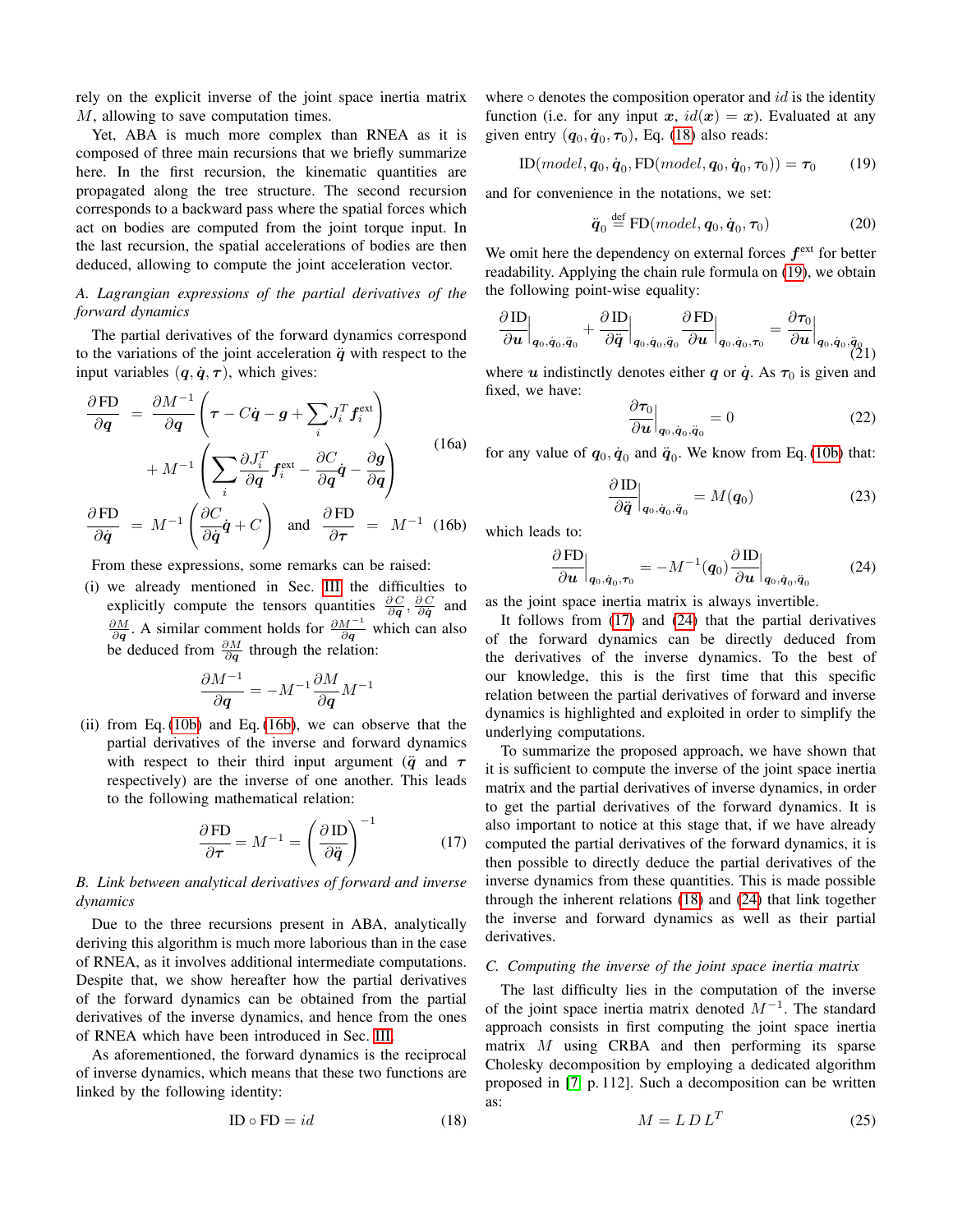rely on the explicit inverse of the joint space inertia matrix $M$, allowing to save computation times.

Yet, ABA is much more complex than RNEA as it is composed of three main recursions that we briefly summarize here. In the first recursion, the kinematic quantities are propagated along the tree structure. The second recursion corresponds to a backward pass where the spatial forces which act on bodies are computed from the joint torque input. In the last recursion, the spatial accelerations of bodies are then deduced, allowing to compute the joint acceleration vector.

### A. Lagrangian expressions of the partial derivatives of the forward dynamics

The partial derivatives of the forward dynamics correspond to the variations of the joint acceleration $\ddot{\boldsymbol{q}}$ with respect to the input variables $(\boldsymbol{q}, \dot{\boldsymbol{q}}, \boldsymbol{\tau})$, which gives:

$$
\begin{aligned}
\frac{\partial \,\mathrm{FD}}{\partial \boldsymbol{q}} &= \frac{\partial M^{-1}}{\partial \boldsymbol{q}}\left(\boldsymbol{\tau} - C\dot{\boldsymbol{q}} - \boldsymbol{g} + \sum_i J_i^T \boldsymbol{f}_i^{\text{ext}}\right) \\
&\quad + M^{-1}\left(\sum_i \frac{\partial J_i^T}{\partial \boldsymbol{q}} \boldsymbol{f}_i^{\text{ext}} - \frac{\partial C}{\partial \boldsymbol{q}}\dot{\boldsymbol{q}} - \frac{\partial \boldsymbol{g}}{\partial \boldsymbol{q}}\right)
\end{aligned} \tag{16a}
$$

$$
\frac{\partial \,\mathrm{FD}}{\partial \dot{\boldsymbol{q}}} = M^{-1}\left(\frac{\partial C}{\partial \dot{\boldsymbol{q}}}\dot{\boldsymbol{q}} + C\right) \quad \text{and} \quad \frac{\partial \,\mathrm{FD}}{\partial \boldsymbol{\tau}} = M^{-1} \tag{16b}
$$

From these expressions, some remarks can be raised:

(i) we already mentioned in Sec. III the difficulties to explicitly compute the tensors quantities $\frac{\partial C}{\partial \boldsymbol{q}}$, $\frac{\partial C}{\partial \dot{\boldsymbol{q}}}$ and $\frac{\partial M}{\partial \boldsymbol{q}}$. A similar comment holds for $\frac{\partial M^{-1}}{\partial \boldsymbol{q}}$ which can also be deduced from $\frac{\partial M}{\partial \boldsymbol{q}}$ through the relation:

$$
\frac{\partial M^{-1}}{\partial \boldsymbol{q}} = -M^{-1}\frac{\partial M}{\partial \boldsymbol{q}}M^{-1}
$$

(ii) from Eq. (10b) and Eq. (16b), we can observe that the partial derivatives of the inverse and forward dynamics with respect to their third input argument ($\ddot{\boldsymbol{q}}$ and $\boldsymbol{\tau}$ respectively) are the inverse of one another. This leads to the following mathematical relation:

$$
\frac{\partial \,\mathrm{FD}}{\partial \boldsymbol{\tau}} = M^{-1} = \left(\frac{\partial \,\mathrm{ID}}{\partial \ddot{\boldsymbol{q}}}\right)^{-1} \tag{17}
$$

### B. Link between analytical derivatives of forward and inverse dynamics

Due to the three recursions present in ABA, analytically deriving this algorithm is much more laborious than in the case of RNEA, as it involves additional intermediate computations. Despite that, we show hereafter how the partial derivatives of the forward dynamics can be obtained from the partial derivatives of the inverse dynamics, and hence from the ones of RNEA which have been introduced in Sec. III.

As aforementioned, the forward dynamics is the reciprocal of inverse dynamics, which means that these two functions are linked by the following identity:

$$
\mathrm{ID} \circ \mathrm{FD} = id \tag{18}
$$

where $\circ$ denotes the composition operator and $id$ is the identity function (i.e. for any input $\boldsymbol{x}$, $id(\boldsymbol{x}) = \boldsymbol{x}$). Evaluated at any given entry $(\boldsymbol{q}_0, \dot{\boldsymbol{q}}_0, \boldsymbol{\tau}_0)$, Eq. (18) also reads:

$$
\mathrm{ID}(model, \boldsymbol{q}_0, \dot{\boldsymbol{q}}_0, \mathrm{FD}(model, \boldsymbol{q}_0, \dot{\boldsymbol{q}}_0, \boldsymbol{\tau}_0)) = \boldsymbol{\tau}_0 \tag{19}
$$

and for convenience in the notations, we set:

$$
\ddot{\boldsymbol{q}}_0 \overset{\text{def}}{=} \mathrm{FD}(model, \boldsymbol{q}_0, \dot{\boldsymbol{q}}_0, \boldsymbol{\tau}_0) \tag{20}
$$

We omit here the dependency on external forces $\boldsymbol{f}^{\text{ext}}$ for better readability. Applying the chain rule formula on (19), we obtain the following point-wise equality:

$$
\left.\frac{\partial \,\mathrm{ID}}{\partial \boldsymbol{u}}\right|_{\boldsymbol{q}_0, \dot{\boldsymbol{q}}_0, \ddot{\boldsymbol{q}}_0} + \left.\frac{\partial \,\mathrm{ID}}{\partial \ddot{\boldsymbol{q}}}\right|_{\boldsymbol{q}_0, \dot{\boldsymbol{q}}_0, \ddot{\boldsymbol{q}}_0} \left.\frac{\partial \,\mathrm{FD}}{\partial \boldsymbol{u}}\right|_{\boldsymbol{q}_0, \dot{\boldsymbol{q}}_0, \boldsymbol{\tau}_0} = \left.\frac{\partial \boldsymbol{\tau}_0}{\partial \boldsymbol{u}}\right|_{\boldsymbol{q}_0, \dot{\boldsymbol{q}}_0, \ddot{\boldsymbol{q}}_0} \tag{21}
$$

where $\boldsymbol{u}$ indistinctly denotes either $\boldsymbol{q}$ or $\dot{\boldsymbol{q}}$. As $\boldsymbol{\tau}_0$ is given and fixed, we have:

$$
\left.\frac{\partial \boldsymbol{\tau}_0}{\partial \boldsymbol{u}}\right|_{\boldsymbol{q}_0, \dot{\boldsymbol{q}}_0, \ddot{\boldsymbol{q}}_0} = 0 \tag{22}
$$

for any value of $\boldsymbol{q}_0, \dot{\boldsymbol{q}}_0$ and $\ddot{\boldsymbol{q}}_0$. We know from Eq. (10b) that:

$$
\left.\frac{\partial \,\mathrm{ID}}{\partial \ddot{\boldsymbol{q}}}\right|_{\boldsymbol{q}_0, \dot{\boldsymbol{q}}_0, \ddot{\boldsymbol{q}}_0} = M(\boldsymbol{q}_0) \tag{23}
$$

which leads to:

$$
\left.\frac{\partial \,\mathrm{FD}}{\partial \boldsymbol{u}}\right|_{\boldsymbol{q}_0, \dot{\boldsymbol{q}}_0, \boldsymbol{\tau}_0} = -M^{-1}(\boldsymbol{q}_0)\left.\frac{\partial \,\mathrm{ID}}{\partial \boldsymbol{u}}\right|_{\boldsymbol{q}_0, \dot{\boldsymbol{q}}_0, \ddot{\boldsymbol{q}}_0} \tag{24}
$$

as the joint space inertia matrix is always invertible.

It follows from (17) and (24) that the partial derivatives of the forward dynamics can be directly deduced from the derivatives of the inverse dynamics. To the best of our knowledge, this is the first time that this specific relation between the partial derivatives of forward and inverse dynamics is highlighted and exploited in order to simplify the underlying computations.

To summarize the proposed approach, we have shown that it is sufficient to compute the inverse of the joint space inertia matrix and the partial derivatives of inverse dynamics, in order to get the partial derivatives of the forward dynamics. It is also important to notice at this stage that, if we have already computed the partial derivatives of the forward dynamics, it is then possible to directly deduce the partial derivatives of the inverse dynamics from these quantities. This is made possible through the inherent relations (18) and (24) that link together the inverse and forward dynamics as well as their partial derivatives.

### C. Computing the inverse of the joint space inertia matrix

The last difficulty lies in the computation of the inverse of the joint space inertia matrix denoted $M^{-1}$. The standard approach consists in first computing the joint space inertia matrix $M$ using CRBA and then performing its sparse Cholesky decomposition by employing a dedicated algorithm proposed in [7, p. 112]. Such a decomposition can be written as:

$$
M = L\,D\,L^T \tag{25}
$$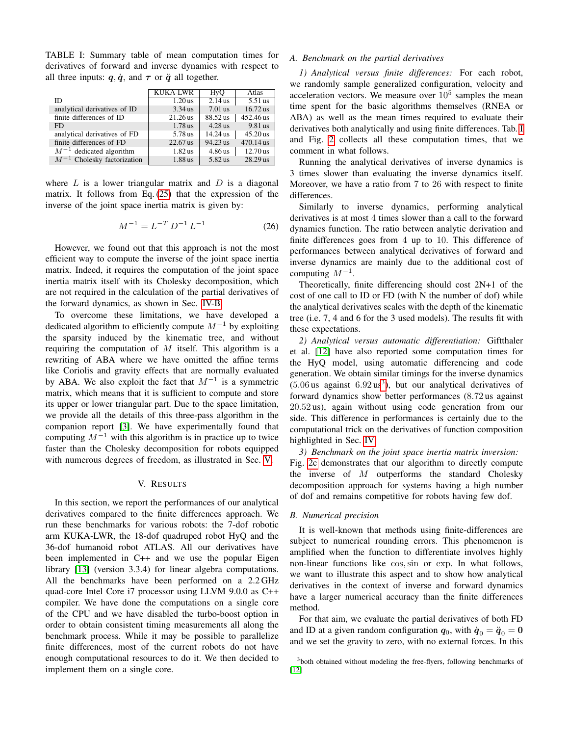TABLE I: Summary table of mean computation times for derivatives of forward and inverse dynamics with respect to all three inputs: $\boldsymbol{q}, \dot{\boldsymbol{q}}$, and $\boldsymbol{\tau}$ or $\ddot{\boldsymbol{q}}$ all together.

| | KUKA-LWR | HyQ | Atlas |
|---|---|---|---|
| ID | 1.20 us | 2.14 us | 5.51 us |
| analytical derivatives of ID | 3.34 us | 7.01 us | 16.72 us |
| finite differences of ID | 21.26 us | 88.52 us | 452.46 us |
| FD | 1.78 us | 4.28 us | 9.81 us |
| analytical derivatives of FD | 5.78 us | 14.24 us | 45.20 us |
| finite differences of FD | 22.67 us | 94.23 us | 470.14 us |
| $M^{-1}$ dedicated algorithm | 1.82 us | 4.86 us | 12.70 us |
| $M^{-1}$ Cholesky factorization | 1.88 us | 5.82 us | 28.29 us |

where $L$ is a lower triangular matrix and $D$ is a diagonal matrix. It follows from Eq. (25) that the expression of the inverse of the joint space inertia matrix is given by:

$$M^{-1} = L^{-T} D^{-1} L^{-1} \tag{26}$$

However, we found out that this approach is not the most efficient way to compute the inverse of the joint space inertia matrix. Indeed, it requires the computation of the joint space inertia matrix itself with its Cholesky decomposition, which are not required in the calculation of the partial derivatives of the forward dynamics, as shown in Sec. IV-B.

To overcome these limitations, we have developed a dedicated algorithm to efficiently compute $M^{-1}$ by exploiting the sparsity induced by the kinematic tree, and without requiring the computation of $M$ itself. This algorithm is a rewriting of ABA where we have omitted the affine terms like Coriolis and gravity effects that are normally evaluated by ABA. We also exploit the fact that $M^{-1}$ is a symmetric matrix, which means that it is sufficient to compute and store its upper or lower triangular part. Due to the space limitation, we provide all the details of this three-pass algorithm in the companion report [3]. We have experimentally found that computing $M^{-1}$ with this algorithm is in practice up to twice faster than the Cholesky decomposition for robots equipped with numerous degrees of freedom, as illustrated in Sec. V.

## V. Results

In this section, we report the performances of our analytical derivatives compared to the finite differences approach. We run these benchmarks for various robots: the 7-dof robotic arm KUKA-LWR, the 18-dof quadruped robot HyQ and the 36-dof humanoid robot ATLAS. All our derivatives have been implemented in C++ and we use the popular Eigen library [13] (version 3.3.4) for linear algebra computations. All the benchmarks have been performed on a 2.2 GHz quad-core Intel Core i7 processor using LLVM 9.0.0 as C++ compiler. We have done the computations on a single core of the CPU and we have disabled the turbo-boost option in order to obtain consistent timing measurements all along the benchmark process. While it may be possible to parallelize finite differences, most of the current robots do not have enough computational resources to do it. We then decided to implement them on a single core.

### A. Benchmark on the partial derivatives

*1) Analytical versus finite differences:* For each robot, we randomly sample generalized configuration, velocity and acceleration vectors. We measure over $10^5$ samples the mean time spent for the basic algorithms themselves (RNEA or ABA) as well as the mean times required to evaluate their derivatives both analytically and using finite differences. Tab. I and Fig. 2 collects all these computation times, that we comment in what follows.

Running the analytical derivatives of inverse dynamics is 3 times slower than evaluating the inverse dynamics itself. Moreover, we have a ratio from 7 to 26 with respect to finite differences.

Similarly to inverse dynamics, performing analytical derivatives is at most 4 times slower than a call to the forward dynamics function. The ratio between analytic derivation and finite differences goes from 4 up to 10. This difference of performances between analytical derivatives of forward and inverse dynamics are mainly due to the additional cost of computing $M^{-1}$.

Theoretically, finite differencing should cost 2N+1 of the cost of one call to ID or FD (with N the number of dof) while the analytical derivatives scales with the depth of the kinematic tree (i.e. 7, 4 and 6 for the 3 used models). The results fit with these expectations.

*2) Analytical versus automatic differentiation:* Giftthaler et al. [12] have also reported some computation times for the HyQ model, using automatic differencing and code generation. We obtain similar timings for the inverse dynamics (5.06 us against 6.92 us[3]), but our analytical derivatives of forward dynamics show better performances (8.72 us against 20.52 us), again without using code generation from our side. This difference in performances is certainly due to the computational trick on the derivatives of function composition highlighted in Sec. IV.

*3) Benchmark on the joint space inertia matrix inversion:* Fig. 2c demonstrates that our algorithm to directly compute the inverse of $M$ outperforms the standard Cholesky decomposition approach for systems having a high number of dof and remains competitive for robots having few dof.

### B. Numerical precision

It is well-known that methods using finite-differences are subject to numerical rounding errors. This phenomenon is amplified when the function to differentiate involves highly non-linear functions like $\cos, \sin$ or $\exp$. In what follows, we want to illustrate this aspect and to show how analytical derivatives in the context of inverse and forward dynamics have a larger numerical accuracy than the finite differences method.

For that aim, we evaluate the partial derivatives of both FD and ID at a given random configuration $\boldsymbol{q}_0$, with $\dot{\boldsymbol{q}}_0 = \ddot{\boldsymbol{q}}_0 = \boldsymbol{0}$ and we set the gravity to zero, with no external forces. In this

[3] both obtained without modeling the free-flyers, following benchmarks of [12]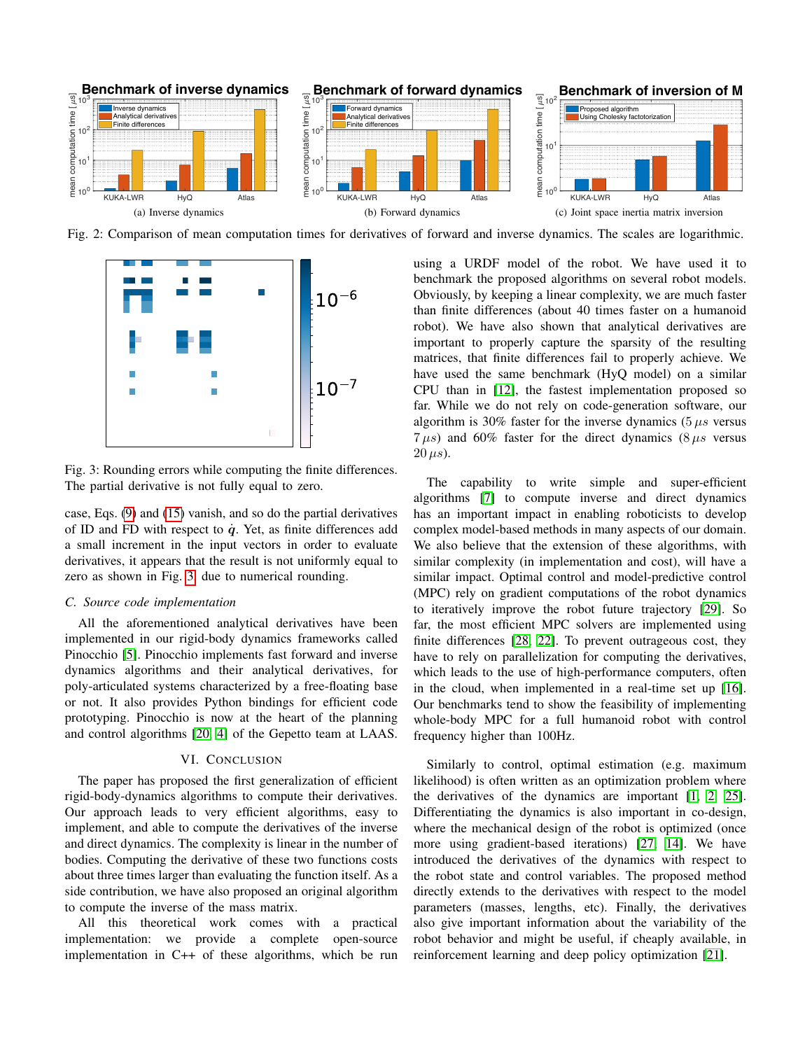(a) Inverse dynamics

(b) Forward dynamics

(c) Joint space inertia matrix inversion

Fig. 2: Comparison of mean computation times for derivatives of forward and inverse dynamics. The scales are logarithmic.

Fig. 3: Rounding errors while computing the finite differences. The partial derivative is not fully equal to zero.

case, Eqs. (9) and (15) vanish, and so do the partial derivatives of ID and FD with respect to $\dot{q}$. Yet, as finite differences add a small increment in the input vectors in order to evaluate derivatives, it appears that the result is not uniformly equal to zero as shown in Fig. 3 due to numerical rounding.

### C. Source code implementation

All the aforementioned analytical derivatives have been implemented in our rigid-body dynamics frameworks called Pinocchio [5]. Pinocchio implements fast forward and inverse dynamics algorithms and their analytical derivatives, for poly-articulated systems characterized by a free-floating base or not. It also provides Python bindings for efficient code prototyping. Pinocchio is now at the heart of the planning and control algorithms [20, 4] of the Gepetto team at LAAS.

## VI. Conclusion

The paper has proposed the first generalization of efficient rigid-body-dynamics algorithms to compute their derivatives. Our approach leads to very efficient algorithms, easy to implement, and able to compute the derivatives of the inverse and direct dynamics. The complexity is linear in the number of bodies. Computing the derivative of these two functions costs about three times larger than evaluating the function itself. As a side contribution, we have also proposed an original algorithm to compute the inverse of the mass matrix.

All this theoretical work comes with a practical implementation: we provide a complete open-source implementation in C++ of these algorithms, which be run using a URDF model of the robot. We have used it to benchmark the proposed algorithms on several robot models. Obviously, by keeping a linear complexity, we are much faster than finite differences (about 40 times faster on a humanoid robot). We have also shown that analytical derivatives are important to properly capture the sparsity of the resulting matrices, that finite differences fail to properly achieve. We have used the same benchmark (HyQ model) on a similar CPU than in [12], the fastest implementation proposed so far. While we do not rely on code-generation software, our algorithm is 30% faster for the inverse dynamics ($5\,\mu s$ versus $7\,\mu s$) and 60% faster for the direct dynamics ($8\,\mu s$ versus $20\,\mu s$).

The capability to write simple and super-efficient algorithms [7] to compute inverse and direct dynamics has an important impact in enabling roboticists to develop complex model-based methods in many aspects of our domain. We also believe that the extension of these algorithms, with similar complexity (in implementation and cost), will have a similar impact. Optimal control and model-predictive control (MPC) rely on gradient computations of the robot dynamics to iteratively improve the robot future trajectory [29]. So far, the most efficient MPC solvers are implemented using finite differences [28, 22]. To prevent outrageous cost, they have to rely on parallelization for computing the derivatives, which leads to the use of high-performance computers, often in the cloud, when implemented in a real-time set up [16]. Our benchmarks tend to show the feasibility of implementing whole-body MPC for a full humanoid robot with control frequency higher than 100Hz.

Similarly to control, optimal estimation (e.g. maximum likelihood) is often written as an optimization problem where the derivatives of the dynamics are important [1, 2, 25]. Differentiating the dynamics is also important in co-design, where the mechanical design of the robot is optimized (once more using gradient-based iterations) [27, 14]. We have introduced the derivatives of the dynamics with respect to the robot state and control variables. The proposed method directly extends to the derivatives with respect to the model parameters (masses, lengths, etc). Finally, the derivatives also give important information about the variability of the robot behavior and might be useful, if cheaply available, in reinforcement learning and deep policy optimization [21].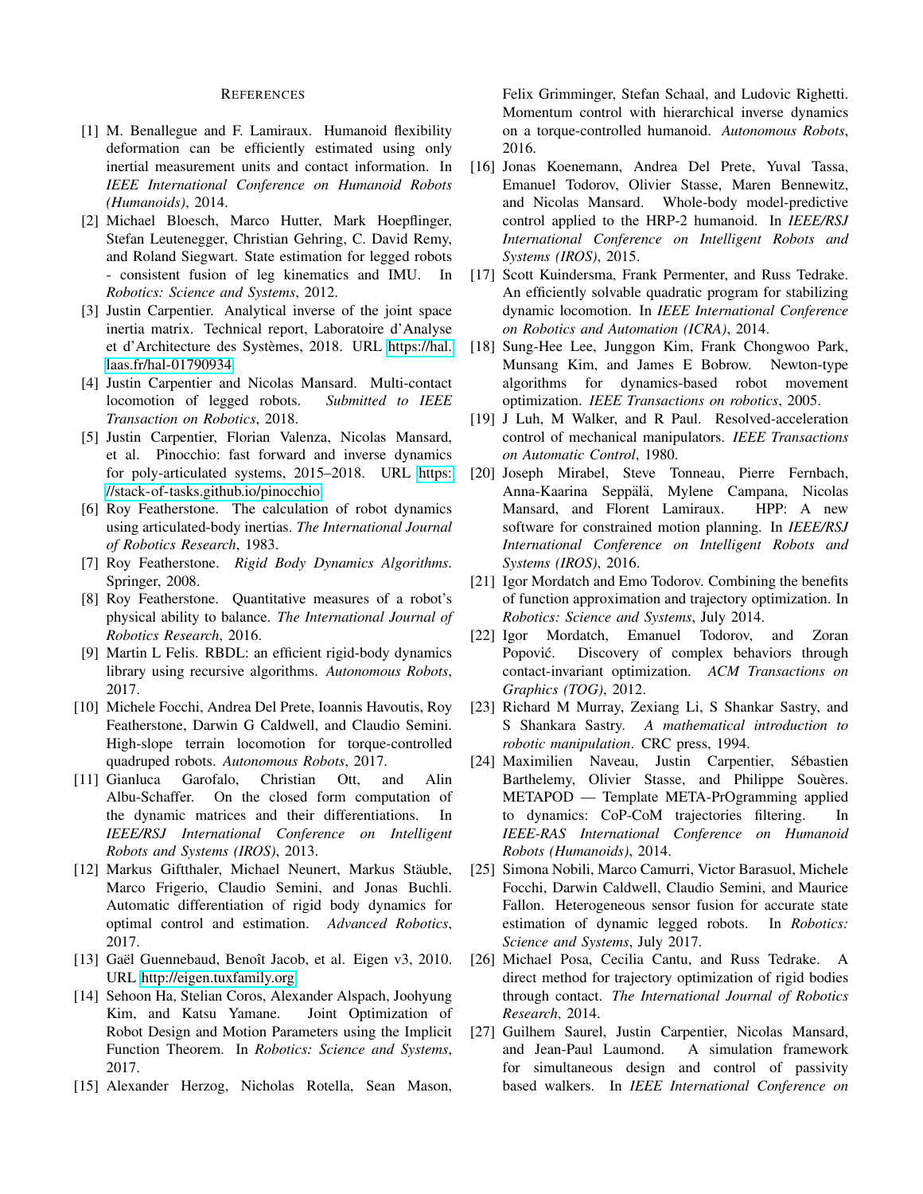## REFERENCES

[1] M. Benallegue and F. Lamiraux. Humanoid flexibility deformation can be efficiently estimated using only inertial measurement units and contact information. In *IEEE International Conference on Humanoid Robots (Humanoids)*, 2014.

[2] Michael Bloesch, Marco Hutter, Mark Hoepflinger, Stefan Leutenegger, Christian Gehring, C. David Remy, and Roland Siegwart. State estimation for legged robots - consistent fusion of leg kinematics and IMU. In *Robotics: Science and Systems*, 2012.

[3] Justin Carpentier. Analytical inverse of the joint space inertia matrix. Technical report, Laboratoire d'Analyse et d'Architecture des Systèmes, 2018. URL https://hal.laas.fr/hal-01790934.

[4] Justin Carpentier and Nicolas Mansard. Multi-contact locomotion of legged robots. *Submitted to IEEE Transaction on Robotics*, 2018.

[5] Justin Carpentier, Florian Valenza, Nicolas Mansard, et al. Pinocchio: fast forward and inverse dynamics for poly-articulated systems, 2015–2018. URL https://stack-of-tasks.github.io/pinocchio.

[6] Roy Featherstone. The calculation of robot dynamics using articulated-body inertias. *The International Journal of Robotics Research*, 1983.

[7] Roy Featherstone. *Rigid Body Dynamics Algorithms*. Springer, 2008.

[8] Roy Featherstone. Quantitative measures of a robot's physical ability to balance. *The International Journal of Robotics Research*, 2016.

[9] Martin L Felis. RBDL: an efficient rigid-body dynamics library using recursive algorithms. *Autonomous Robots*, 2017.

[10] Michele Focchi, Andrea Del Prete, Ioannis Havoutis, Roy Featherstone, Darwin G Caldwell, and Claudio Semini. High-slope terrain locomotion for torque-controlled quadruped robots. *Autonomous Robots*, 2017.

[11] Gianluca Garofalo, Christian Ott, and Alin Albu-Schaffer. On the closed form computation of the dynamic matrices and their differentiations. In *IEEE/RSJ International Conference on Intelligent Robots and Systems (IROS)*, 2013.

[12] Markus Giftthaler, Michael Neunert, Markus Stäuble, Marco Frigerio, Claudio Semini, and Jonas Buchli. Automatic differentiation of rigid body dynamics for optimal control and estimation. *Advanced Robotics*, 2017.

[13] Gaël Guennebaud, Benoît Jacob, et al. Eigen v3, 2010. URL http://eigen.tuxfamily.org.

[14] Sehoon Ha, Stelian Coros, Alexander Alspach, Joohyung Kim, and Katsu Yamane. Joint Optimization of Robot Design and Motion Parameters using the Implicit Function Theorem. In *Robotics: Science and Systems*, 2017.

[15] Alexander Herzog, Nicholas Rotella, Sean Mason, Felix Grimminger, Stefan Schaal, and Ludovic Righetti. Momentum control with hierarchical inverse dynamics on a torque-controlled humanoid. *Autonomous Robots*, 2016.

[16] Jonas Koenemann, Andrea Del Prete, Yuval Tassa, Emanuel Todorov, Olivier Stasse, Maren Bennewitz, and Nicolas Mansard. Whole-body model-predictive control applied to the HRP-2 humanoid. In *IEEE/RSJ International Conference on Intelligent Robots and Systems (IROS)*, 2015.

[17] Scott Kuindersma, Frank Permenter, and Russ Tedrake. An efficiently solvable quadratic program for stabilizing dynamic locomotion. In *IEEE International Conference on Robotics and Automation (ICRA)*, 2014.

[18] Sung-Hee Lee, Junggon Kim, Frank Chongwoo Park, Munsang Kim, and James E Bobrow. Newton-type algorithms for dynamics-based robot movement optimization. *IEEE Transactions on robotics*, 2005.

[19] J Luh, M Walker, and R Paul. Resolved-acceleration control of mechanical manipulators. *IEEE Transactions on Automatic Control*, 1980.

[20] Joseph Mirabel, Steve Tonneau, Pierre Fernbach, Anna-Kaarina Seppälä, Mylene Campana, Nicolas Mansard, and Florent Lamiraux. HPP: A new software for constrained motion planning. In *IEEE/RSJ International Conference on Intelligent Robots and Systems (IROS)*, 2016.

[21] Igor Mordatch and Emo Todorov. Combining the benefits of function approximation and trajectory optimization. In *Robotics: Science and Systems*, July 2014.

[22] Igor Mordatch, Emanuel Todorov, and Zoran Popović. Discovery of complex behaviors through contact-invariant optimization. *ACM Transactions on Graphics (TOG)*, 2012.

[23] Richard M Murray, Zexiang Li, S Shankar Sastry, and S Shankara Sastry. *A mathematical introduction to robotic manipulation*. CRC press, 1994.

[24] Maximilien Naveau, Justin Carpentier, Sébastien Barthelemy, Olivier Stasse, and Philippe Souères. METAPOD — Template META-PrOgramming applied to dynamics: CoP-CoM trajectories filtering. In *IEEE-RAS International Conference on Humanoid Robots (Humanoids)*, 2014.

[25] Simona Nobili, Marco Camurri, Victor Barasuol, Michele Focchi, Darwin Caldwell, Claudio Semini, and Maurice Fallon. Heterogeneous sensor fusion for accurate state estimation of dynamic legged robots. In *Robotics: Science and Systems*, July 2017.

[26] Michael Posa, Cecilia Cantu, and Russ Tedrake. A direct method for trajectory optimization of rigid bodies through contact. *The International Journal of Robotics Research*, 2014.

[27] Guilhem Saurel, Justin Carpentier, Nicolas Mansard, and Jean-Paul Laumond. A simulation framework for simultaneous design and control of passivity based walkers. In *IEEE International Conference on*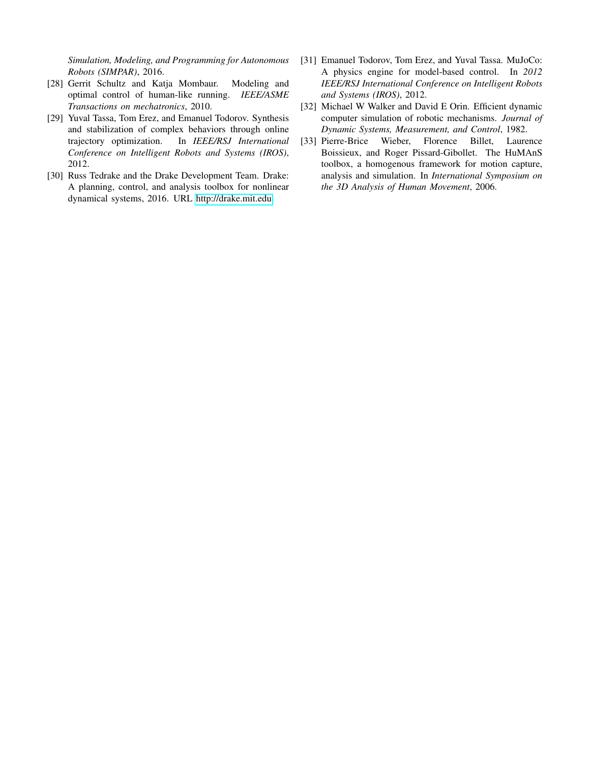*Simulation, Modeling, and Programming for Autonomous Robots (SIMPAR)*, 2016.

[28] Gerrit Schultz and Katja Mombaur. Modeling and optimal control of human-like running. *IEEE/ASME Transactions on mechatronics*, 2010.

[29] Yuval Tassa, Tom Erez, and Emanuel Todorov. Synthesis and stabilization of complex behaviors through online trajectory optimization. In *IEEE/RSJ International Conference on Intelligent Robots and Systems (IROS)*, 2012.

[30] Russ Tedrake and the Drake Development Team. Drake: A planning, control, and analysis toolbox for nonlinear dynamical systems, 2016. URL http://drake.mit.edu

[31] Emanuel Todorov, Tom Erez, and Yuval Tassa. MuJoCo: A physics engine for model-based control. In *2012 IEEE/RSJ International Conference on Intelligent Robots and Systems (IROS)*, 2012.

[32] Michael W Walker and David E Orin. Efficient dynamic computer simulation of robotic mechanisms. *Journal of Dynamic Systems, Measurement, and Control*, 1982.

[33] Pierre-Brice Wieber, Florence Billet, Laurence Boissieux, and Roger Pissard-Gibollet. The HuMAnS toolbox, a homogenous framework for motion capture, analysis and simulation. In *International Symposium on the 3D Analysis of Human Movement*, 2006.